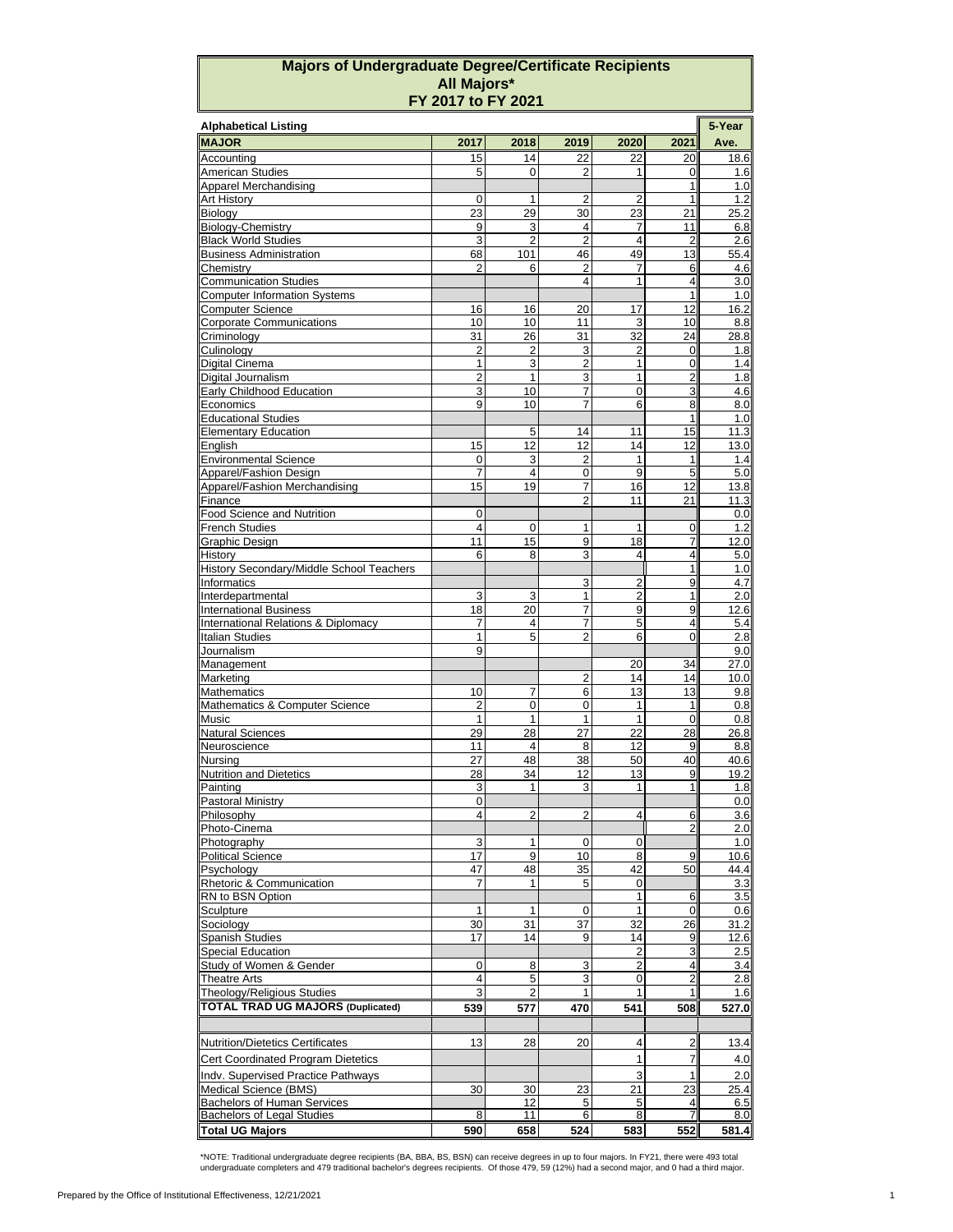# Majors of Undergraduate Degree/Certificate Recipients
## All Majors*
## FY 2017 to FY 2021

**Alphabetical Listing**

| MAJOR | 2017 | 2018 | 2019 | 2020 | 2021 | 5-Year Ave. |
|---|---|---|---|---|---|---|
| Accounting | 15 | 14 | 22 | 22 | 20 | 18.6 |
| American Studies | 5 | 0 | 2 | 1 | 0 | 1.6 |
| Apparel Merchandising | | | | | 1 | 1.0 |
| Art History | 0 | 1 | 2 | 2 | 1 | 1.2 |
| Biology | 23 | 29 | 30 | 23 | 21 | 25.2 |
| Biology-Chemistry | 9 | 3 | 4 | 7 | 11 | 6.8 |
| Black World Studies | 3 | 2 | 2 | 4 | 2 | 2.6 |
| Business Administration | 68 | 101 | 46 | 49 | 13 | 55.4 |
| Chemistry | 2 | 6 | 2 | 7 | 6 | 4.6 |
| Communication Studies | | | 4 | 1 | 4 | 3.0 |
| Computer Information Systems | | | | | 1 | 1.0 |
| Computer Science | 16 | 16 | 20 | 17 | 12 | 16.2 |
| Corporate Communications | 10 | 10 | 11 | 3 | 10 | 8.8 |
| Criminology | 31 | 26 | 31 | 32 | 24 | 28.8 |
| Culinology | 2 | 2 | 3 | 2 | 0 | 1.8 |
| Digital Cinema | 1 | 3 | 2 | 1 | 0 | 1.4 |
| Digital Journalism | 2 | 1 | 3 | 1 | 2 | 1.8 |
| Early Childhood Education | 3 | 10 | 7 | 0 | 3 | 4.6 |
| Economics | 9 | 10 | 7 | 6 | 8 | 8.0 |
| Educational Studies | | | | | 1 | 1.0 |
| Elementary Education | | 5 | 14 | 11 | 15 | 11.3 |
| English | 15 | 12 | 12 | 14 | 12 | 13.0 |
| Environmental Science | 0 | 3 | 2 | 1 | 1 | 1.4 |
| Apparel/Fashion Design | 7 | 4 | 0 | 9 | 5 | 5.0 |
| Apparel/Fashion Merchandising | 15 | 19 | 7 | 16 | 12 | 13.8 |
| Finance | | | 2 | 11 | 21 | 11.3 |
| Food Science and Nutrition | 0 | | | | | 0.0 |
| French Studies | 4 | 0 | 1 | 1 | 0 | 1.2 |
| Graphic Design | 11 | 15 | 9 | 18 | 7 | 12.0 |
| History | 6 | 8 | 3 | 4 | 4 | 5.0 |
| History Secondary/Middle School Teachers | | | | | 1 | 1.0 |
| Informatics | | | 3 | 2 | 9 | 4.7 |
| Interdepartmental | 3 | 3 | 1 | 2 | 1 | 2.0 |
| International Business | 18 | 20 | 7 | 9 | 9 | 12.6 |
| International Relations & Diplomacy | 7 | 4 | 7 | 5 | 4 | 5.4 |
| Italian Studies | 1 | 5 | 2 | 6 | 0 | 2.8 |
| Journalism | 9 | | | | | 9.0 |
| Management | | | | 20 | 34 | 27.0 |
| Marketing | | | 2 | 14 | 14 | 10.0 |
| Mathematics | 10 | 7 | 6 | 13 | 13 | 9.8 |
| Mathematics & Computer Science | 2 | 0 | 0 | 1 | 1 | 0.8 |
| Music | 1 | 1 | 1 | 1 | 0 | 0.8 |
| Natural Sciences | 29 | 28 | 27 | 22 | 28 | 26.8 |
| Neuroscience | 11 | 4 | 8 | 12 | 9 | 8.8 |
| Nursing | 27 | 48 | 38 | 50 | 40 | 40.6 |
| Nutrition and Dietetics | 28 | 34 | 12 | 13 | 9 | 19.2 |
| Painting | 3 | 1 | 3 | 1 | 1 | 1.8 |
| Pastoral Ministry | 0 | | | | | 0.0 |
| Philosophy | 4 | 2 | 2 | 4 | 6 | 3.6 |
| Photo-Cinema | | | | | 2 | 2.0 |
| Photography | 3 | 1 | 0 | 0 | | 1.0 |
| Political Science | 17 | 9 | 10 | 8 | 9 | 10.6 |
| Psychology | 47 | 48 | 35 | 42 | 50 | 44.4 |
| Rhetoric & Communication | 7 | 1 | 5 | 0 | | 3.3 |
| RN to BSN Option | | | | 1 | 6 | 3.5 |
| Sculpture | 1 | 1 | 0 | 1 | 0 | 0.6 |
| Sociology | 30 | 31 | 37 | 32 | 26 | 31.2 |
| Spanish Studies | 17 | 14 | 9 | 14 | 9 | 12.6 |
| Special Education | | | | 2 | 3 | 2.5 |
| Study of Women & Gender | 0 | 8 | 3 | 2 | 4 | 3.4 |
| Theatre Arts | 4 | 5 | 3 | 0 | 2 | 2.8 |
| Theology/Religious Studies | 3 | 2 | 1 | 1 | 1 | 1.6 |
| **TOTAL TRAD UG MAJORS (Duplicated)** | **539** | **577** | **470** | **541** | **508** | **527.0** |
| | | | | | | |
| Nutrition/Dietetics Certificates | 13 | 28 | 20 | 4 | 2 | 13.4 |
| Cert Coordinated Program Dietetics | | | | 1 | 7 | 4.0 |
| Indv. Supervised Practice Pathways | | | | 3 | 1 | 2.0 |
| Medical Science (BMS) | 30 | 30 | 23 | 21 | 23 | 25.4 |
| Bachelors of Human Services | | 12 | 5 | 5 | 4 | 6.5 |
| Bachelors of Legal Studies | 8 | 11 | 6 | 8 | 7 | 8.0 |
| **Total UG Majors** | **590** | **658** | **524** | **583** | **552** | **581.4** |

*NOTE: Traditional undergraduate degree recipients (BA, BBA, BS, BSN) can receive degrees in up to four majors. In FY21, there were 493 total undergraduate completers and 479 traditional bachelor's degrees recipients. Of those 479, 59 (12%) had a second major, and 0 had a third major.

Prepared by the Office of Institutional Effectiveness, 12/21/2021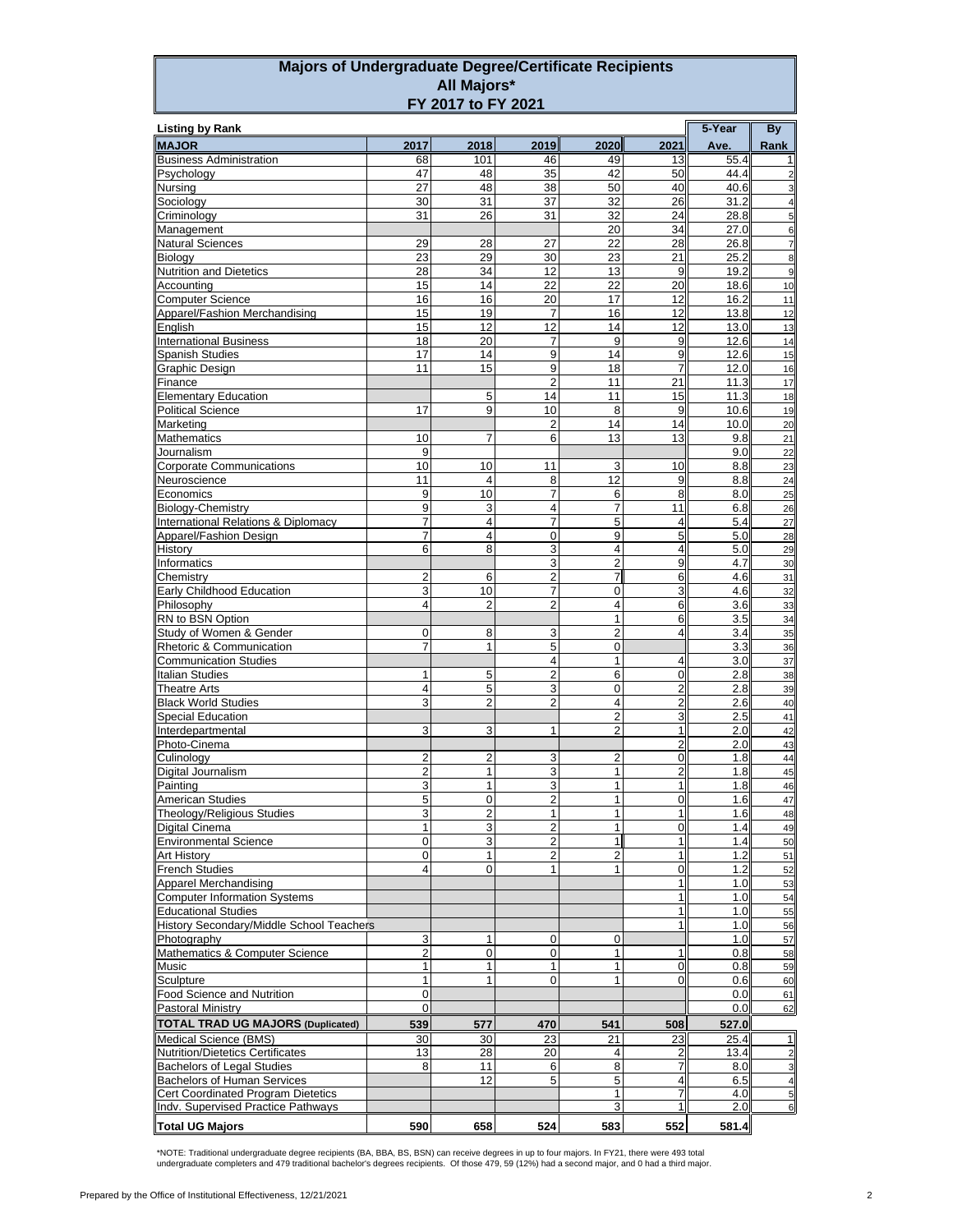## Majors of Undergraduate Degree/Certificate Recipients
## All Majors*
## FY 2017 to FY 2021

**Listing by Rank**

| MAJOR | 2017 | 2018 | 2019 | 2020 | 2021 | 5-Year Ave. | By Rank |
|---|---|---|---|---|---|---|---|
| Business Administration | 68 | 101 | 46 | 49 | 13 | 55.4 | 1 |
| Psychology | 47 | 48 | 35 | 42 | 50 | 44.4 | 2 |
| Nursing | 27 | 48 | 38 | 50 | 40 | 40.6 | 3 |
| Sociology | 30 | 31 | 37 | 32 | 26 | 31.2 | 4 |
| Criminology | 31 | 26 | 31 | 32 | 24 | 28.8 | 5 |
| Management | | | | 20 | 34 | 27.0 | 6 |
| Natural Sciences | 29 | 28 | 27 | 22 | 28 | 26.8 | 7 |
| Biology | 23 | 29 | 30 | 23 | 21 | 25.2 | 8 |
| Nutrition and Dietetics | 28 | 34 | 12 | 13 | 9 | 19.2 | 9 |
| Accounting | 15 | 14 | 22 | 22 | 20 | 18.6 | 10 |
| Computer Science | 16 | 16 | 20 | 17 | 12 | 16.2 | 11 |
| Apparel/Fashion Merchandising | 15 | 19 | 7 | 16 | 12 | 13.8 | 12 |
| English | 15 | 12 | 12 | 14 | 12 | 13.0 | 13 |
| International Business | 18 | 20 | 7 | 9 | 9 | 12.6 | 14 |
| Spanish Studies | 17 | 14 | 9 | 14 | 9 | 12.6 | 15 |
| Graphic Design | 11 | 15 | 9 | 18 | 7 | 12.0 | 16 |
| Finance | | | 2 | 11 | 21 | 11.3 | 17 |
| Elementary Education | | 5 | 14 | 11 | 15 | 11.3 | 18 |
| Political Science | 17 | 9 | 10 | 8 | 9 | 10.6 | 19 |
| Marketing | | | 2 | 14 | 14 | 10.0 | 20 |
| Mathematics | 10 | 7 | 6 | 13 | 13 | 9.8 | 21 |
| Journalism | 9 | | | | | 9.0 | 22 |
| Corporate Communications | 10 | 10 | 11 | 3 | 10 | 8.8 | 23 |
| Neuroscience | 11 | 4 | 8 | 12 | 9 | 8.8 | 24 |
| Economics | 9 | 10 | 7 | 6 | 8 | 8.0 | 25 |
| Biology-Chemistry | 9 | 3 | 4 | 7 | 11 | 6.8 | 26 |
| International Relations & Diplomacy | 7 | 4 | 7 | 5 | 4 | 5.4 | 27 |
| Apparel/Fashion Design | 7 | 4 | 0 | 9 | 5 | 5.0 | 28 |
| History | 6 | 8 | 3 | 4 | 4 | 5.0 | 29 |
| Informatics | | | 3 | 2 | 9 | 4.7 | 30 |
| Chemistry | 2 | 6 | 2 | 7 | 6 | 4.6 | 31 |
| Early Childhood Education | 3 | 10 | 7 | 0 | 3 | 4.6 | 32 |
| Philosophy | 4 | 2 | 2 | 4 | 6 | 3.6 | 33 |
| RN to BSN Option | | | | 1 | 6 | 3.5 | 34 |
| Study of Women & Gender | 0 | 8 | 3 | 2 | 4 | 3.4 | 35 |
| Rhetoric & Communication | 7 | 1 | 5 | 0 | | 3.3 | 36 |
| Communication Studies | | | 4 | 1 | 4 | 3.0 | 37 |
| Italian Studies | 1 | 5 | 2 | 6 | 0 | 2.8 | 38 |
| Theatre Arts | 4 | 5 | 3 | 0 | 2 | 2.8 | 39 |
| Black World Studies | 3 | 2 | 2 | 4 | 2 | 2.6 | 40 |
| Special Education | | | | 2 | 3 | 2.5 | 41 |
| Interdepartmental | 3 | 3 | 1 | 2 | 1 | 2.0 | 42 |
| Photo-Cinema | | | | | 2 | 2.0 | 43 |
| Culinology | 2 | 2 | 3 | 2 | 0 | 1.8 | 44 |
| Digital Journalism | 2 | 1 | 3 | 1 | 2 | 1.8 | 45 |
| Painting | 3 | 1 | 3 | 1 | 1 | 1.8 | 46 |
| American Studies | 5 | 0 | 2 | 1 | 0 | 1.6 | 47 |
| Theology/Religious Studies | 3 | 2 | 1 | 1 | 1 | 1.6 | 48 |
| Digital Cinema | 1 | 3 | 2 | 1 | 0 | 1.4 | 49 |
| Environmental Science | 0 | 3 | 2 | 1 | 1 | 1.4 | 50 |
| Art History | 0 | 1 | 2 | 2 | 1 | 1.2 | 51 |
| French Studies | 4 | 0 | 1 | 1 | 0 | 1.2 | 52 |
| Apparel Merchandising | | | | | 1 | 1.0 | 53 |
| Computer Information Systems | | | | | 1 | 1.0 | 54 |
| Educational Studies | | | | | 1 | 1.0 | 55 |
| History Secondary/Middle School Teachers | | | | | 1 | 1.0 | 56 |
| Photography | 3 | 1 | 0 | 0 | | 1.0 | 57 |
| Mathematics & Computer Science | 2 | 0 | 0 | 1 | 1 | 0.8 | 58 |
| Music | 1 | 1 | 1 | 1 | 0 | 0.8 | 59 |
| Sculpture | 1 | 1 | 0 | 1 | 0 | 0.6 | 60 |
| Food Science and Nutrition | 0 | | | | | 0.0 | 61 |
| Pastoral Ministry | 0 | | | | | 0.0 | 62 |
| **TOTAL TRAD UG MAJORS (Duplicated)** | **539** | **577** | **470** | **541** | **508** | **527.0** | |
| Medical Science (BMS) | 30 | 30 | 23 | 21 | 23 | 25.4 | 1 |
| Nutrition/Dietetics Certificates | 13 | 28 | 20 | 4 | 2 | 13.4 | 2 |
| Bachelors of Legal Studies | 8 | 11 | 6 | 8 | 7 | 8.0 | 3 |
| Bachelors of Human Services | | 12 | 5 | 5 | 4 | 6.5 | 4 |
| Cert Coordinated Program Dietetics | | | | 1 | 7 | 4.0 | 5 |
| Indv. Supervised Practice Pathways | | | | 3 | 1 | 2.0 | 6 |
| **Total UG Majors** | **590** | **658** | **524** | **583** | **552** | **581.4** | |

*NOTE: Traditional undergraduate degree recipients (BA, BBA, BS, BSN) can receive degrees in up to four majors. In FY21, there were 493 total undergraduate completers and 479 traditional bachelor's degrees recipients. Of those 479, 59 (12%) had a second major, and 0 had a third major.

Prepared by the Office of Institutional Effectiveness, 12/21/2021